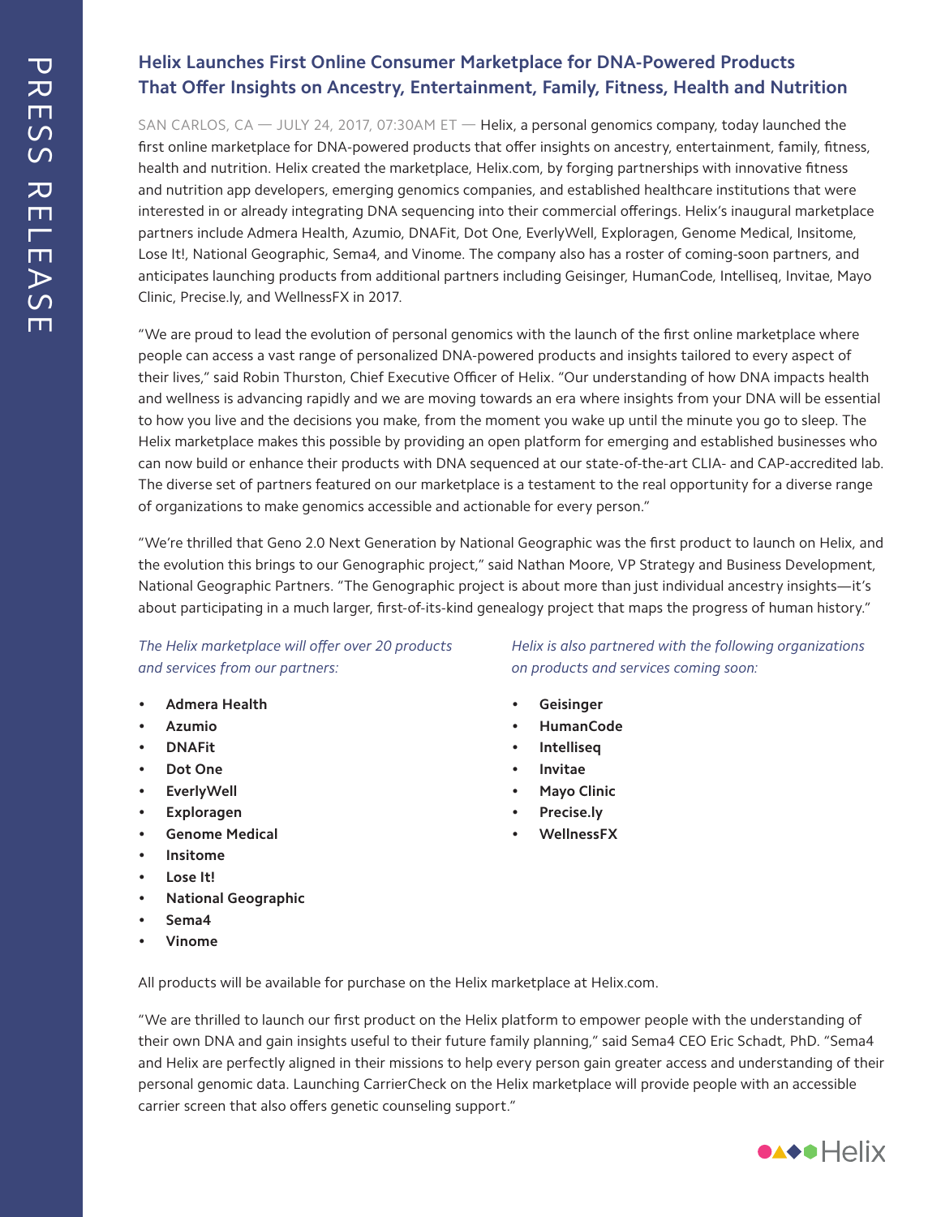# Helix Launches First Online Consumer Marketplace for DNA-Powered Products That Offer Insights on Ancestry, Entertainment, Family, Fitness, Health and Nutrition

SAN CARLOS, CA — JULY 24, 2017, 07:30AM ET — Helix, a personal genomics company, today launched the first online marketplace for DNA-powered products that offer insights on ancestry, entertainment, family, fitness, health and nutrition. Helix created the marketplace, Helix.com, by forging partnerships with innovative fitness and nutrition app developers, emerging genomics companies, and established healthcare institutions that were interested in or already integrating DNA sequencing into their commercial offerings. Helix's inaugural marketplace partners include Admera Health, Azumio, DNAFit, Dot One, EverlyWell, Exploragen, Genome Medical, Insitome, Lose It!, National Geographic, Sema4, and Vinome. The company also has a roster of coming-soon partners, and anticipates launching products from additional partners including Geisinger, HumanCode, Intelliseq, Invitae, Mayo Clinic, Precise.ly, and WellnessFX in 2017.

"We are proud to lead the evolution of personal genomics with the launch of the first online marketplace where people can access a vast range of personalized DNA-powered products and insights tailored to every aspect of their lives," said Robin Thurston, Chief Executive Officer of Helix. "Our understanding of how DNA impacts health and wellness is advancing rapidly and we are moving towards an era where insights from your DNA will be essential to how you live and the decisions you make, from the moment you wake up until the minute you go to sleep. The Helix marketplace makes this possible by providing an open platform for emerging and established businesses who can now build or enhance their products with DNA sequenced at our state-of-the-art CLIA- and CAP-accredited lab. The diverse set of partners featured on our marketplace is a testament to the real opportunity for a diverse range of organizations to make genomics accessible and actionable for every person."

"We're thrilled that Geno 2.0 Next Generation by National Geographic was the first product to launch on Helix, and the evolution this brings to our Genographic project," said Nathan Moore, VP Strategy and Business Development, National Geographic Partners. "The Genographic project is about more than just individual ancestry insights—it's about participating in a much larger, first-of-its-kind genealogy project that maps the progress of human history."

*The Helix marketplace will offer over 20 products and services from our partners:*

- **Admera Health**
- **Azumio**
- **DNAFit**
- **Dot One**
- **EverlyWell**
- **Exploragen**
- **Genome Medical**
- **Insitome**
- **Lose It!**
- **National Geographic**
- **Sema4**
- **Vinome**

*Helix is also partnered with the following organizations on products and services coming soon:*

- **Geisinger**
- **HumanCode**
- **Intelliseq**
- **Invitae**
- **Mayo Clinic**
- **Precise.ly**
- **WellnessFX**

All products will be available for purchase on the Helix marketplace at Helix.com.

"We are thrilled to launch our first product on the Helix platform to empower people with the understanding of their own DNA and gain insights useful to their future family planning," said Sema4 CEO Eric Schadt, PhD. "Sema4 and Helix are perfectly aligned in their missions to help every person gain greater access and understanding of their personal genomic data. Launching CarrierCheck on the Helix marketplace will provide people with an accessible carrier screen that also offers genetic counseling support."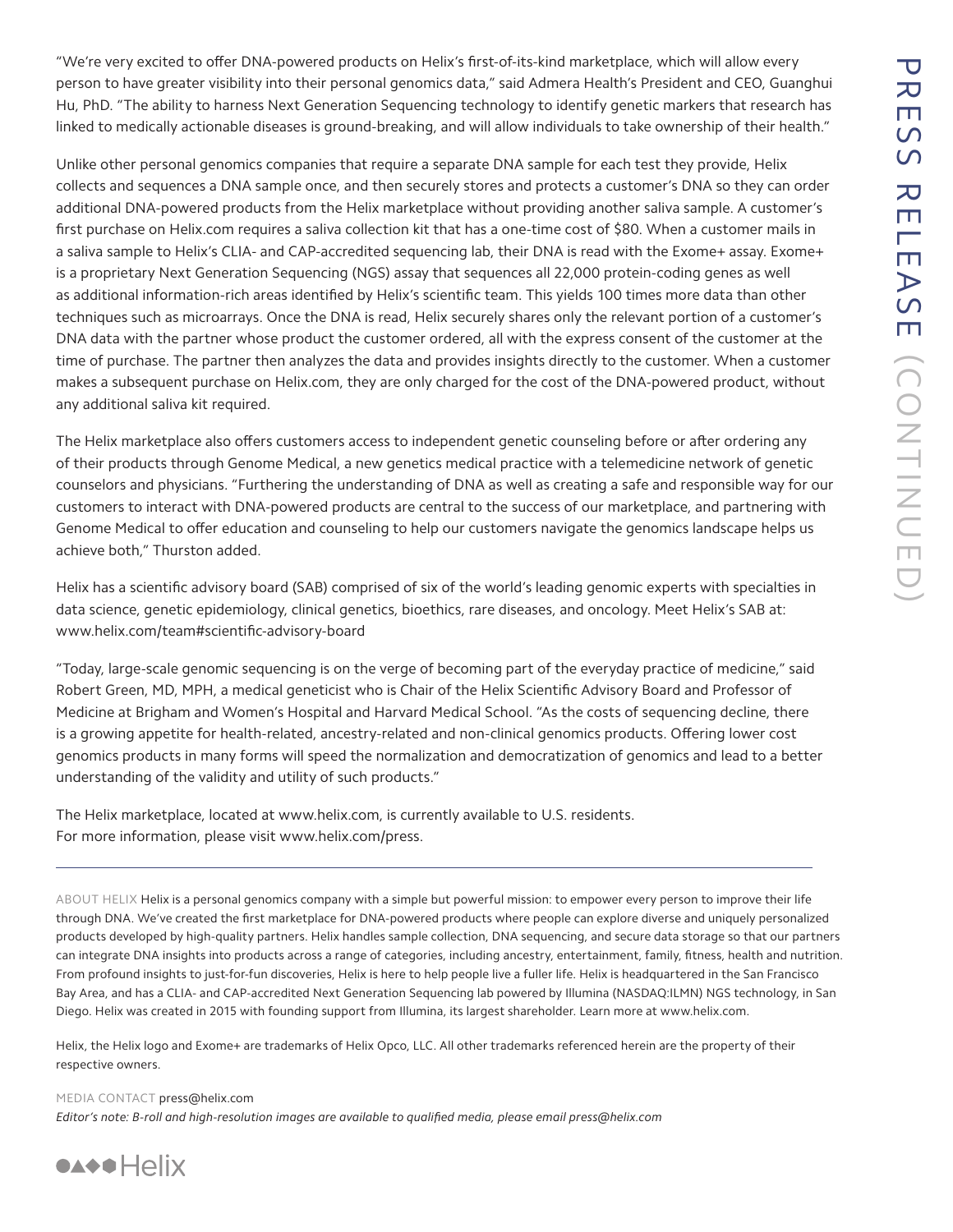"We're very excited to offer DNA-powered products on Helix's first-of-its-kind marketplace, which will allow every person to have greater visibility into their personal genomics data," said Admera Health's President and CEO, Guanghui Hu, PhD. "The ability to harness Next Generation Sequencing technology to identify genetic markers that research has linked to medically actionable diseases is ground-breaking, and will allow individuals to take ownership of their health."

Unlike other personal genomics companies that require a separate DNA sample for each test they provide, Helix collects and sequences a DNA sample once, and then securely stores and protects a customer's DNA so they can order additional DNA-powered products from the Helix marketplace without providing another saliva sample. A customer's first purchase on Helix.com requires a saliva collection kit that has a one-time cost of $80. When a customer mails in a saliva sample to Helix's CLIA- and CAP-accredited sequencing lab, their DNA is read with the Exome+ assay. Exome+ is a proprietary Next Generation Sequencing (NGS) assay that sequences all 22,000 protein-coding genes as well as additional information-rich areas identified by Helix's scientific team. This yields 100 times more data than other techniques such as microarrays. Once the DNA is read, Helix securely shares only the relevant portion of a customer's DNA data with the partner whose product the customer ordered, all with the express consent of the customer at the time of purchase. The partner then analyzes the data and provides insights directly to the customer. When a customer makes a subsequent purchase on Helix.com, they are only charged for the cost of the DNA-powered product, without any additional saliva kit required.

The Helix marketplace also offers customers access to independent genetic counseling before or after ordering any of their products through Genome Medical, a new genetics medical practice with a telemedicine network of genetic counselors and physicians. "Furthering the understanding of DNA as well as creating a safe and responsible way for our customers to interact with DNA-powered products are central to the success of our marketplace, and partnering with Genome Medical to offer education and counseling to help our customers navigate the genomics landscape helps us achieve both," Thurston added.

Helix has a scientific advisory board (SAB) comprised of six of the world's leading genomic experts with specialties in data science, genetic epidemiology, clinical genetics, bioethics, rare diseases, and oncology. Meet Helix's SAB at: www.helix.com/team#scientific-advisory-board

"Today, large-scale genomic sequencing is on the verge of becoming part of the everyday practice of medicine," said Robert Green, MD, MPH, a medical geneticist who is Chair of the Helix Scientific Advisory Board and Professor of Medicine at Brigham and Women's Hospital and Harvard Medical School. "As the costs of sequencing decline, there is a growing appetite for health-related, ancestry-related and non-clinical genomics products. Offering lower cost genomics products in many forms will speed the normalization and democratization of genomics and lead to a better understanding of the validity and utility of such products."

The Helix marketplace, located at www.helix.com, is currently available to U.S. residents.
For more information, please visit www.helix.com/press.

---

ABOUT HELIX Helix is a personal genomics company with a simple but powerful mission: to empower every person to improve their life through DNA. We've created the first marketplace for DNA-powered products where people can explore diverse and uniquely personalized products developed by high-quality partners. Helix handles sample collection, DNA sequencing, and secure data storage so that our partners can integrate DNA insights into products across a range of categories, including ancestry, entertainment, family, fitness, health and nutrition. From profound insights to just-for-fun discoveries, Helix is here to help people live a fuller life. Helix is headquartered in the San Francisco Bay Area, and has a CLIA- and CAP-accredited Next Generation Sequencing lab powered by Illumina (NASDAQ:ILMN) NGS technology, in San Diego. Helix was created in 2015 with founding support from Illumina, its largest shareholder. Learn more at www.helix.com.

Helix, the Helix logo and Exome+ are trademarks of Helix Opco, LLC. All other trademarks referenced herein are the property of their respective owners.

MEDIA CONTACT press@helix.com
*Editor's note: B-roll and high-resolution images are available to qualified media, please email press@helix.com*

Helix